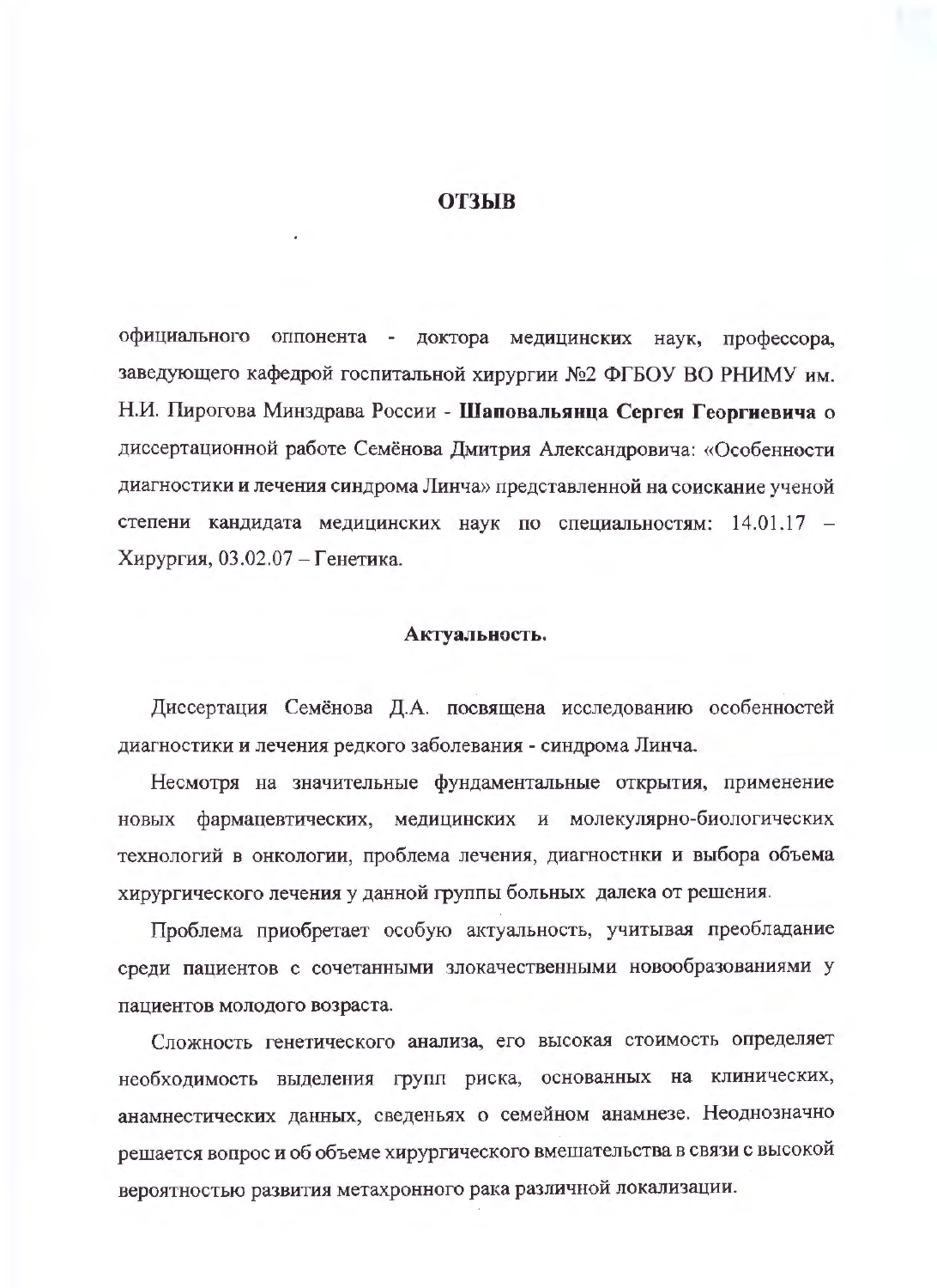# ОТЗЫВ

официального оппонента - доктора медицинских наук, профессора, заведующего кафедрой госпитальной хирургии №2 ФГБОУ ВО РНИМУ им. Н.И. Пирогова Минздрава России - **Шаповальянца Сергея Георгиевича** о диссертационной работе Семёнова Дмитрия Александровича: «Особенности диагностики и лечения синдрома Линча» представленной на соискание ученой степени кандидата медицинских наук по специальностям: 14.01.17 – Хирургия, 03.02.07 – Генетика.

## Актуальность.

Диссертация Семёнова Д.А. посвящена исследованию особенностей диагностики и лечения редкого заболевания - синдрома Линча.

Несмотря на значительные фундаментальные открытия, применение новых фармацевтических, медицинских и молекулярно-биологических технологий в онкологии, проблема лечения, диагностики и выбора объема хирургического лечения у данной группы больных далека от решения.

Проблема приобретает особую актуальность, учитывая преобладание среди пациентов с сочетанными злокачественными новообразованиями у пациентов молодого возраста.

Сложность генетического анализа, его высокая стоимость определяет необходимость выделения групп риска, основанных на клинических, анамнестических данных, сведеньях о семейном анамнезе. Неоднозначно решается вопрос и об объеме хирургического вмешательства в связи с высокой вероятностью развития метахронного рака различной локализации.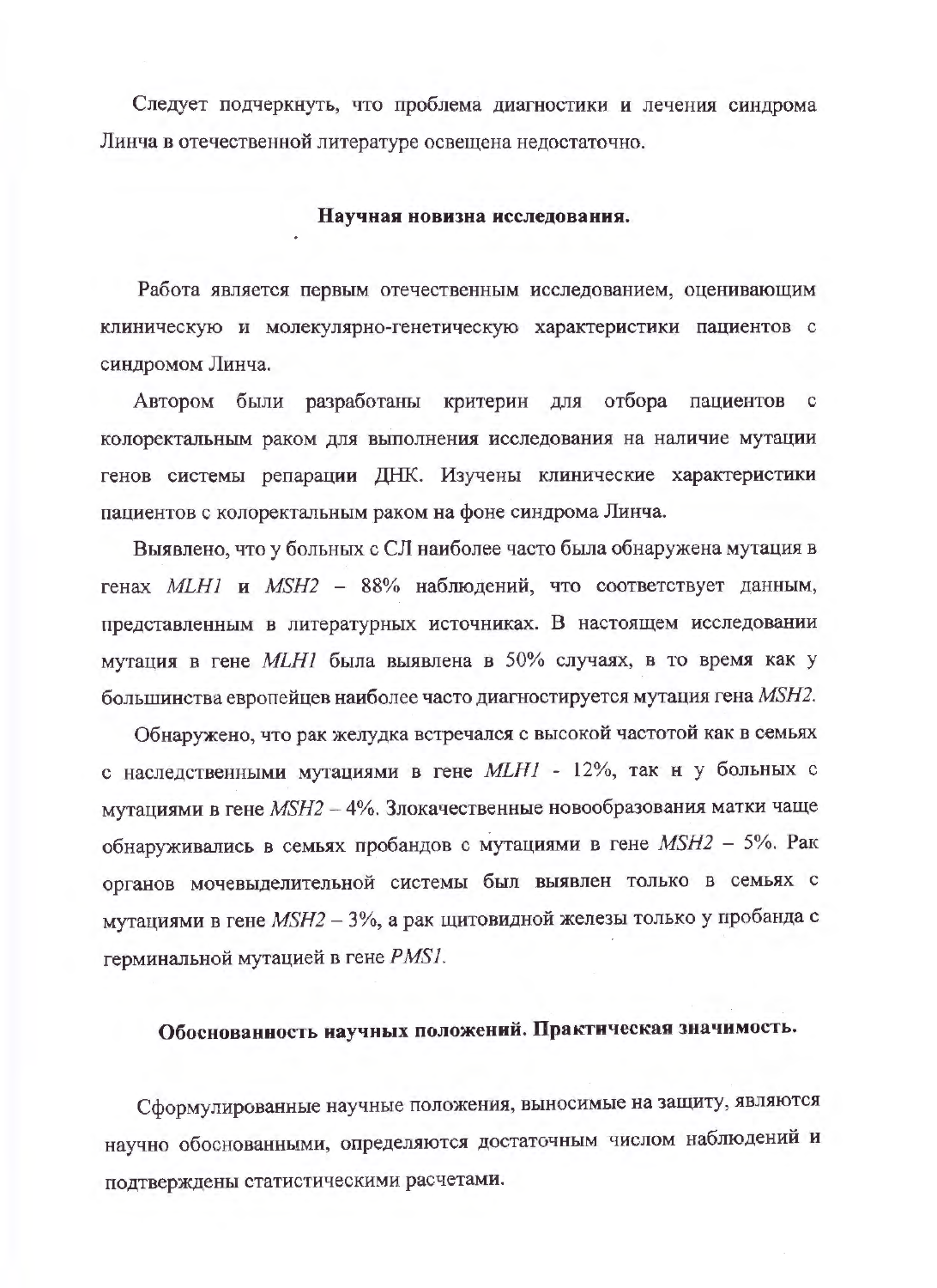Следует подчеркнуть, что проблема диагностики и лечения синдрома Линча в отечественной литературе освещена недостаточно.

**Научная новизна исследования.**

Работа является первым отечественным исследованием, оценивающим клиническую и молекулярно-генетическую характеристики пациентов с синдромом Линча.

Автором были разработаны критерии для отбора пациентов с колоректальным раком для выполнения исследования на наличие мутации генов системы репарации ДНК. Изучены клинические характеристики пациентов с колоректальным раком на фоне синдрома Линча.

Выявлено, что у больных с СЛ наиболее часто была обнаружена мутация в генах *MLH1* и *MSH2* – 88% наблюдений, что соответствует данным, представленным в литературных источниках. В настоящем исследовании мутация в гене *MLH1* была выявлена в 50% случаях, в то время как у большинства европейцев наиболее часто диагностируется мутация гена *MSH2*.

Обнаружено, что рак желудка встречался с высокой частотой как в семьях с наследственными мутациями в гене *MLH1* - 12%, так и у больных с мутациями в гене *MSH2* – 4%. Злокачественные новообразования матки чаще обнаруживались в семьях пробандов с мутациями в гене *MSH2* – 5%. Рак органов мочевыделительной системы был выявлен только в семьях с мутациями в гене *MSH2* – 3%, а рак щитовидной железы только у пробанда с герминальной мутацией в гене *PMS1*.

**Обоснованность научных положений. Практическая значимость.**

Сформулированные научные положения, выносимые на защиту, являются научно обоснованными, определяются достаточным числом наблюдений и подтверждены статистическими расчетами.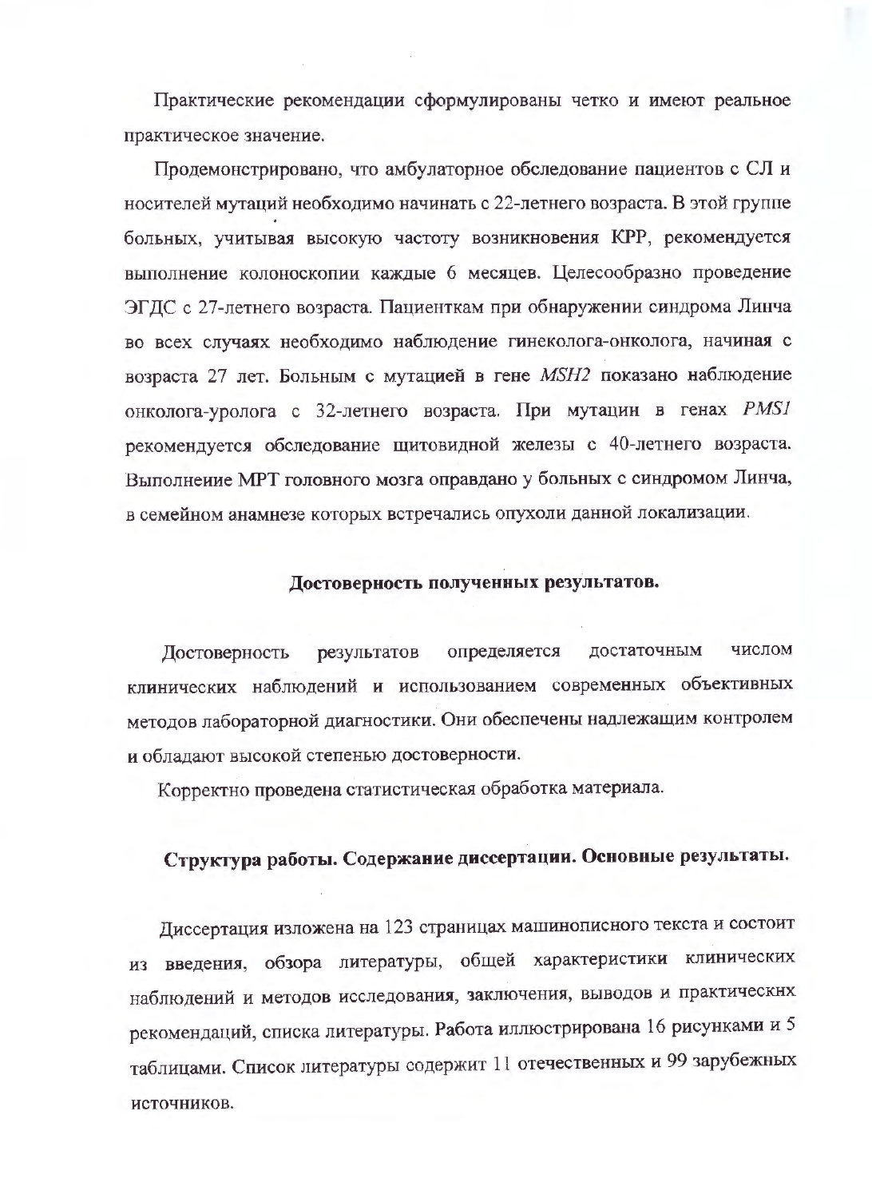Практические рекомендации сформулированы четко и имеют реальное практическое значение.

Продемонстрировано, что амбулаторное обследование пациентов с СЛ и носителей мутаций необходимо начинать с 22-летнего возраста. В этой группе больных, учитывая высокую частоту возникновения КРР, рекомендуется выполнение колоноскопии каждые 6 месяцев. Целесообразно проведение ЭГДС с 27-летнего возраста. Пациенткам при обнаружении синдрома Линча во всех случаях необходимо наблюдение гинеколога-онколога, начиная с возраста 27 лет. Больным с мутацией в гене *MSH2* показано наблюдение онколога-уролога с 32-летнего возраста. При мутации в генах *PMS1* рекомендуется обследование щитовидной железы с 40-летнего возраста. Выполнеиие МРТ головного мозга оправдано у больных с синдромом Линча, в семейном анамнезе которых встречались опухоли данной локализации.

## Достоверность полученных результатов.

Достоверность результатов определяется достаточным числом клинических наблюдений и использованием современных объективных методов лабораторной диагностики. Они обеспечены надлежащим контролем и обладают высокой степенью достоверности.

Корректно проведена статистическая обработка материала.

## Структура работы. Содержание диссертации. Основные результаты.

Диссертация изложена на 123 страницах машинописного текста и состоит из введения, обзора литературы, общей характеристики клинических наблюдений и методов исследования, заключения, выводов и практическнх рекомендаций, списка литературы. Работа иллюстрирована 16 рисунками и 5 таблицами. Список литературы содержит 11 отечественных и 99 зарубежных источников.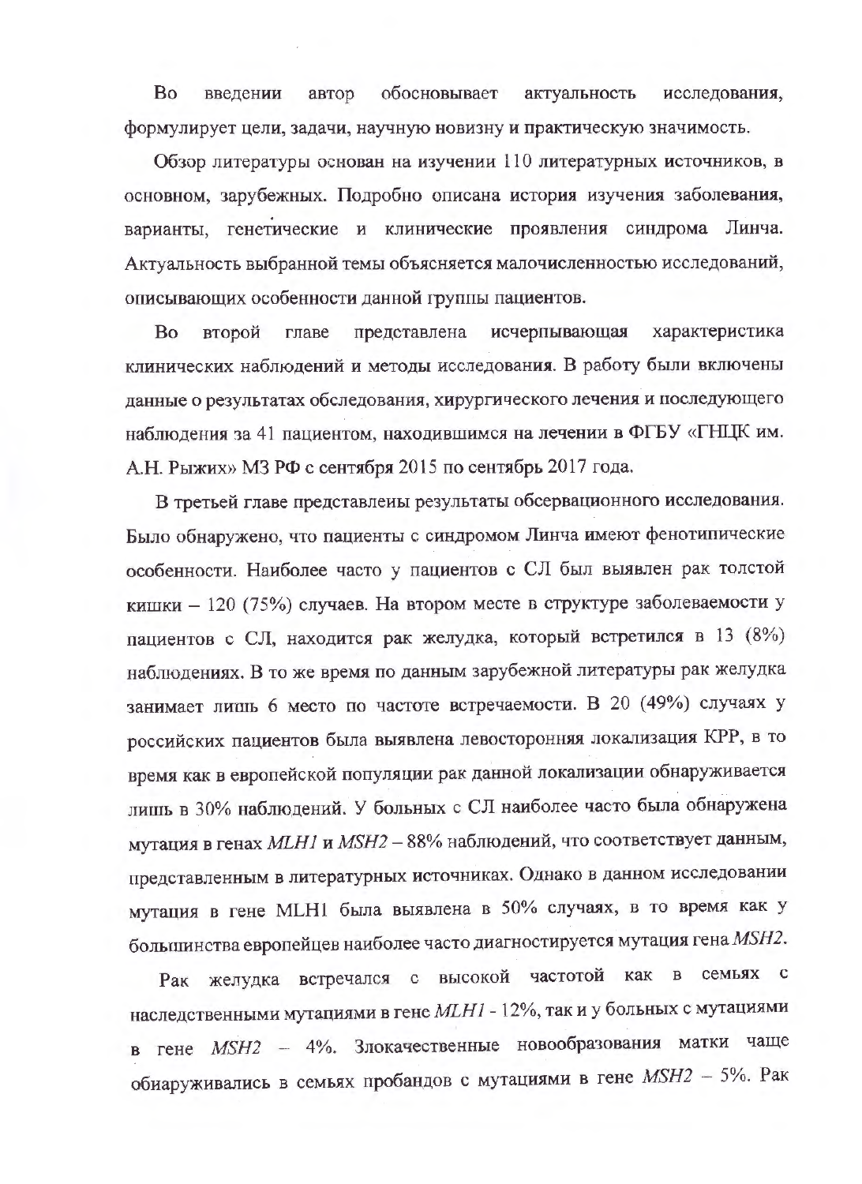Во введении автор обосновывает актуальность исследования, формулирует цели, задачи, научную новизну и практическую значимость.

Обзор литературы основан на изучении 110 литературных источников, в основном, зарубежных. Подробно описана история изучения заболевания, варианты, генетические и клинические проявления синдрома Линча. Актуальность выбранной темы объясняется малочисленностью исследований, описывающих особенности данной группы пациентов.

Во второй главе представлена исчерпывающая характеристика клинических наблюдений и методы исследования. В работу были включены данные о результатах обследования, хирургического лечения и последующего наблюдения за 41 пациентом, находившимся на лечении в ФГБУ «ГНЦК им. А.Н. Рыжих» МЗ РФ с сентября 2015 по сентябрь 2017 года.

В третьей главе представлены результаты обсервационного исследования. Было обнаружено, что пациенты с синдромом Линча имеют фенотипические особенности. Наиболее часто у пациентов с СЛ был выявлен рак толстой кишки – 120 (75%) случаев. На втором месте в структуре заболеваемости у пациентов с СЛ, находится рак желудка, который встретился в 13 (8%) наблюдениях. В то же время по данным зарубежной литературы рак желудка занимает лишь 6 место по частоте встречаемости. В 20 (49%) случаях у российских пациентов была выявлена левосторонняя локализация КРР, в то время как в европейской популяции рак данной локализации обнаруживается лишь в 30% наблюдений. У больных с СЛ наиболее часто была обнаружена мутация в генах *MLH1* и *MSH2* – 88% наблюдений, что соответствует данным, представленным в литературных источниках. Однако в данном исследовании мутация в гене MLH1 была выявлена в 50% случаях, в то время как у большинства европейцев наиболее часто диагностируется мутация гена *MSH2*.

Рак желудка встречался с высокой частотой как в семьях с наследственными мутациями в гене *MLH1* - 12%, так и у больных с мутациями в гене *MSH2* – 4%. Злокачественные новообразования матки чаще обнаруживались в семьях пробандов с мутациями в гене *MSH2* – 5%. Рак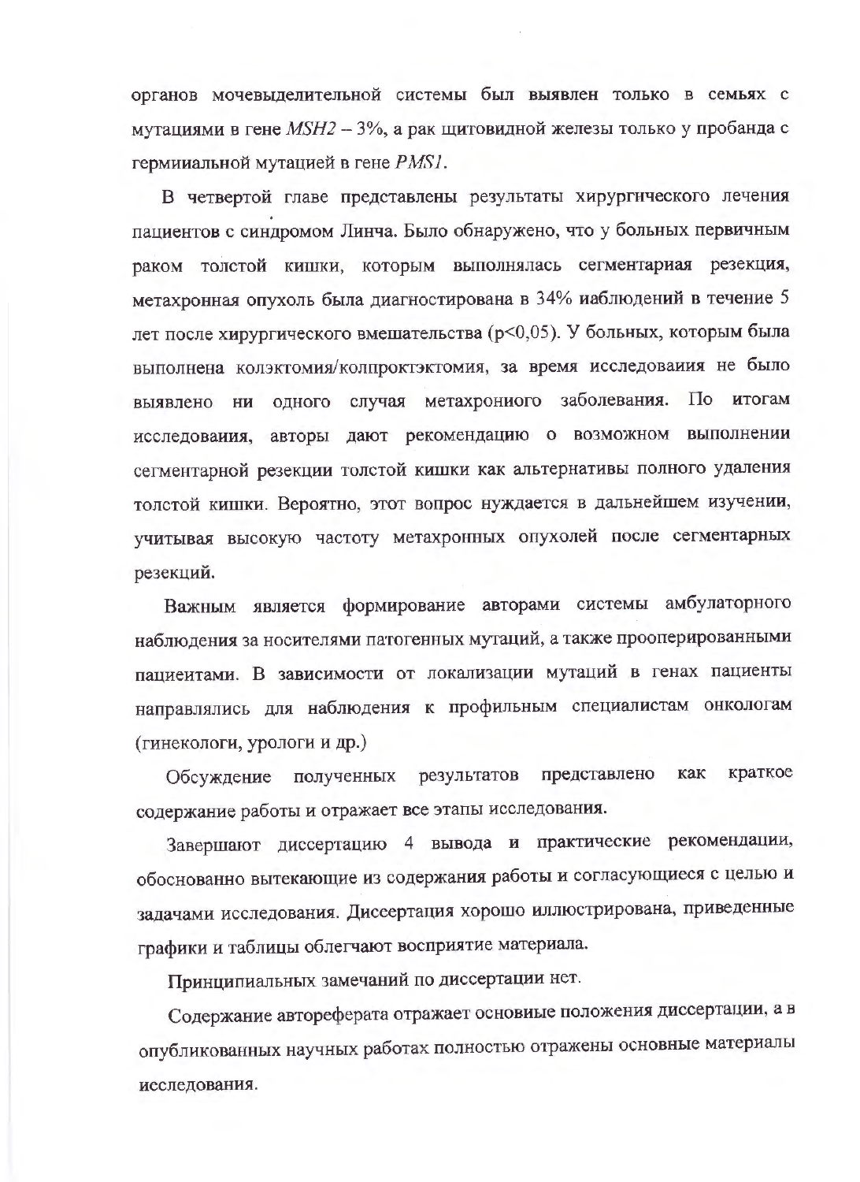органов мочевыделительной системы был выявлен только в семьях с мутациями в гене *MSH2* – 3%, а рак щитовидной железы только у пробанда с гермииальной мутацией в гене *PMS1*.

В четвертой главе представлены результаты хирургического лечения пациентов с синдромом Линча. Было обнаружено, что у больных первичным раком толстой кишки, которым выполнялась сегментарная резекция, метахронная опухоль была диагностирована в 34% наблюдений в течение 5 лет после хирургического вмешательства ($p<0{,}05$). У больных, которым была выполнена колэктомия/колпроктэктомия, за время исследования не было выявлено ни одного случая метахронного заболевания. По итогам исследования, авторы дают рекомендацию о возможном выполнении сегментарной резекции толстой кишки как альтернативы полного удаления толстой кишки. Вероятно, этот вопрос нуждается в дальнейшем изучении, учитывая высокую частоту метахронных опухолей после сегментарных резекций.

Важным является формирование авторами системы амбулаторного наблюдения за носителями патогенных мутаций, а также прооперированными пациентами. В зависимости от локализации мутаций в генах пациенты направлялись для наблюдения к профильным специалистам онкологам (гинекологи, урологи и др.)

Обсуждение полученных результатов представлено как краткое содержание работы и отражает все этапы исследования.

Завершают диссертацию 4 вывода и практические рекомендации, обоснованно вытекающие из содержания работы и согласующиеся с целью и задачами исследования. Диссертация хорошо иллюстрирована, приведенные графики и таблицы облегчают восприятие материала.

Принципиальных замечаний по диссертации нет.

Содержание автореферата отражает основные положения диссертации, а в опубликованных научных работах полностью отражены основные материалы исследования.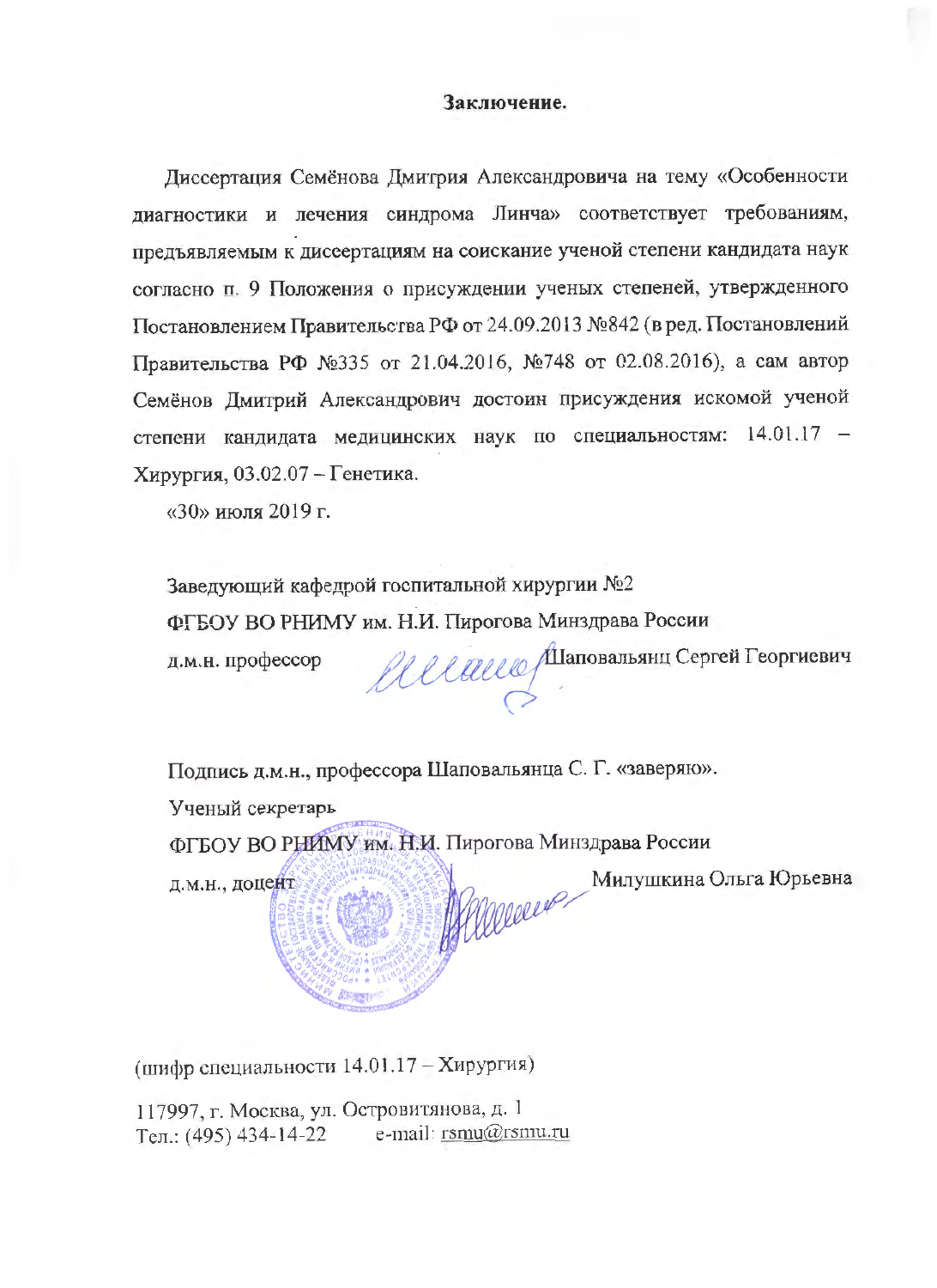**Заключение.**

Диссертация Семёнова Дмитрия Александровича на тему «Особенности диагностики и лечения синдрома Линча» соответствует требованиям, предъявляемым к диссертациям на соискание ученой степени кандидата наук согласно п. 9 Положения о присуждении ученых степеней, утвержденного Постановлением Правительства РФ от 24.09.2013 №842 (в ред. Постановлений Правительства РФ №335 от 21.04.2016, №748 от 02.08.2016), а сам автор Семёнов Дмитрий Александрович достоин присуждения искомой ученой степени кандидата медицинских наук по специальностям: 14.01.17 – Хирургия, 03.02.07 – Генетика.

«30» июля 2019 г.

Заведующий кафедрой госпитальной хирургии №2
ФГБОУ ВО РНИМУ им. Н.И. Пирогова Минздрава России
д.м.н. профессор Шаповальянц Сергей Георгиевич

Подпись д.м.н., профессора Шаповальянца С. Г. «заверяю».
Ученый секретарь
ФГБОУ ВО РНИМУ им. Н.И. Пирогова Минздрава России
д.м.н., доцент Милушкина Ольга Юрьевна

(шифр специальности 14.01.17 – Хирургия)

117997, г. Москва, ул. Островитянова, д. 1
Тел.: (495) 434-14-22 e-mail: rsmu@rsmu.ru